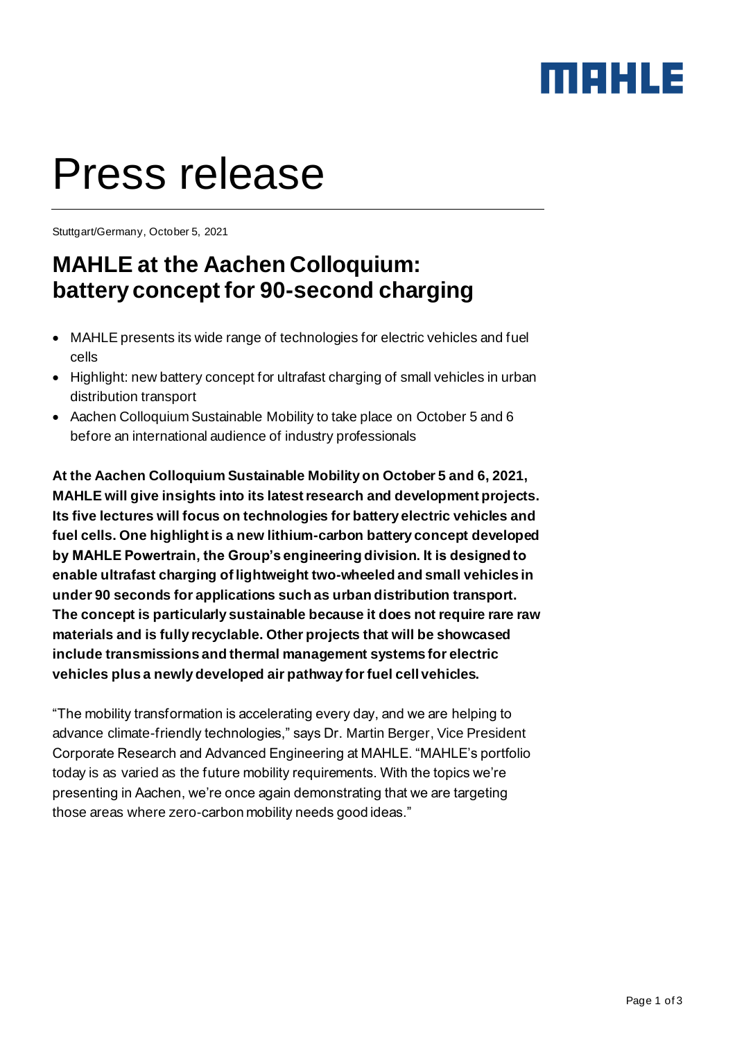# Press release

Stuttgart/Germany, October 5, 2021

## MAHLE at the Aachen Colloquium: battery concept for 90-second charging

- MAHLE presents its wide range of technologies for electric vehicles and fuel cells
- Highlight: new battery concept for ultrafast charging of small vehicles in urban distribution transport
- Aachen Colloquium Sustainable Mobility to take place on October 5 and 6 before an international audience of industry professionals

**At the Aachen Colloquium Sustainable Mobility on October 5 and 6, 2021, MAHLE will give insights into its latest research and development projects. Its five lectures will focus on technologies for battery electric vehicles and fuel cells. One highlight is a new lithium-carbon battery concept developed by MAHLE Powertrain, the Group's engineering division. It is designed to enable ultrafast charging of lightweight two-wheeled and small vehicles in under 90 seconds for applications such as urban distribution transport. The concept is particularly sustainable because it does not require rare raw materials and is fully recyclable. Other projects that will be showcased include transmissions and thermal management systems for electric vehicles plus a newly developed air pathway for fuel cell vehicles.**

"The mobility transformation is accelerating every day, and we are helping to advance climate-friendly technologies," says Dr. Martin Berger, Vice President Corporate Research and Advanced Engineering at MAHLE. "MAHLE's portfolio today is as varied as the future mobility requirements. With the topics we're presenting in Aachen, we're once again demonstrating that we are targeting those areas where zero-carbon mobility needs good ideas."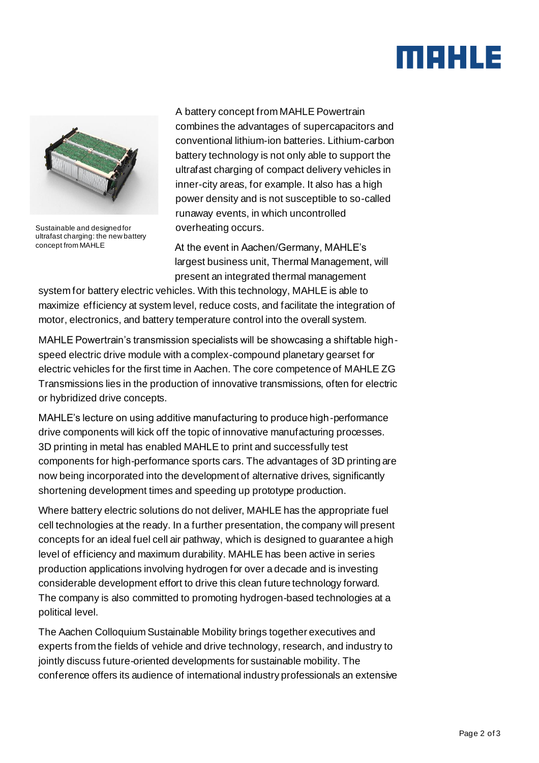Sustainable and designed for ultrafast charging: the new battery concept from MAHLE

A battery concept from MAHLE Powertrain combines the advantages of supercapacitors and conventional lithium-ion batteries. Lithium-carbon battery technology is not only able to support the ultrafast charging of compact delivery vehicles in inner-city areas, for example. It also has a high power density and is not susceptible to so-called runaway events, in which uncontrolled overheating occurs.

At the event in Aachen/Germany, MAHLE's largest business unit, Thermal Management, will present an integrated thermal management system for battery electric vehicles. With this technology, MAHLE is able to maximize efficiency at system level, reduce costs, and facilitate the integration of motor, electronics, and battery temperature control into the overall system.

MAHLE Powertrain's transmission specialists will be showcasing a shiftable high-speed electric drive module with a complex-compound planetary gearset for electric vehicles for the first time in Aachen. The core competence of MAHLE ZG Transmissions lies in the production of innovative transmissions, often for electric or hybridized drive concepts.

MAHLE's lecture on using additive manufacturing to produce high-performance drive components will kick off the topic of innovative manufacturing processes. 3D printing in metal has enabled MAHLE to print and successfully test components for high-performance sports cars. The advantages of 3D printing are now being incorporated into the development of alternative drives, significantly shortening development times and speeding up prototype production.

Where battery electric solutions do not deliver, MAHLE has the appropriate fuel cell technologies at the ready. In a further presentation, the company will present concepts for an ideal fuel cell air pathway, which is designed to guarantee a high level of efficiency and maximum durability. MAHLE has been active in series production applications involving hydrogen for over a decade and is investing considerable development effort to drive this clean future technology forward. The company is also committed to promoting hydrogen-based technologies at a political level.

The Aachen Colloquium Sustainable Mobility brings together executives and experts from the fields of vehicle and drive technology, research, and industry to jointly discuss future-oriented developments for sustainable mobility. The conference offers its audience of international industry professionals an extensive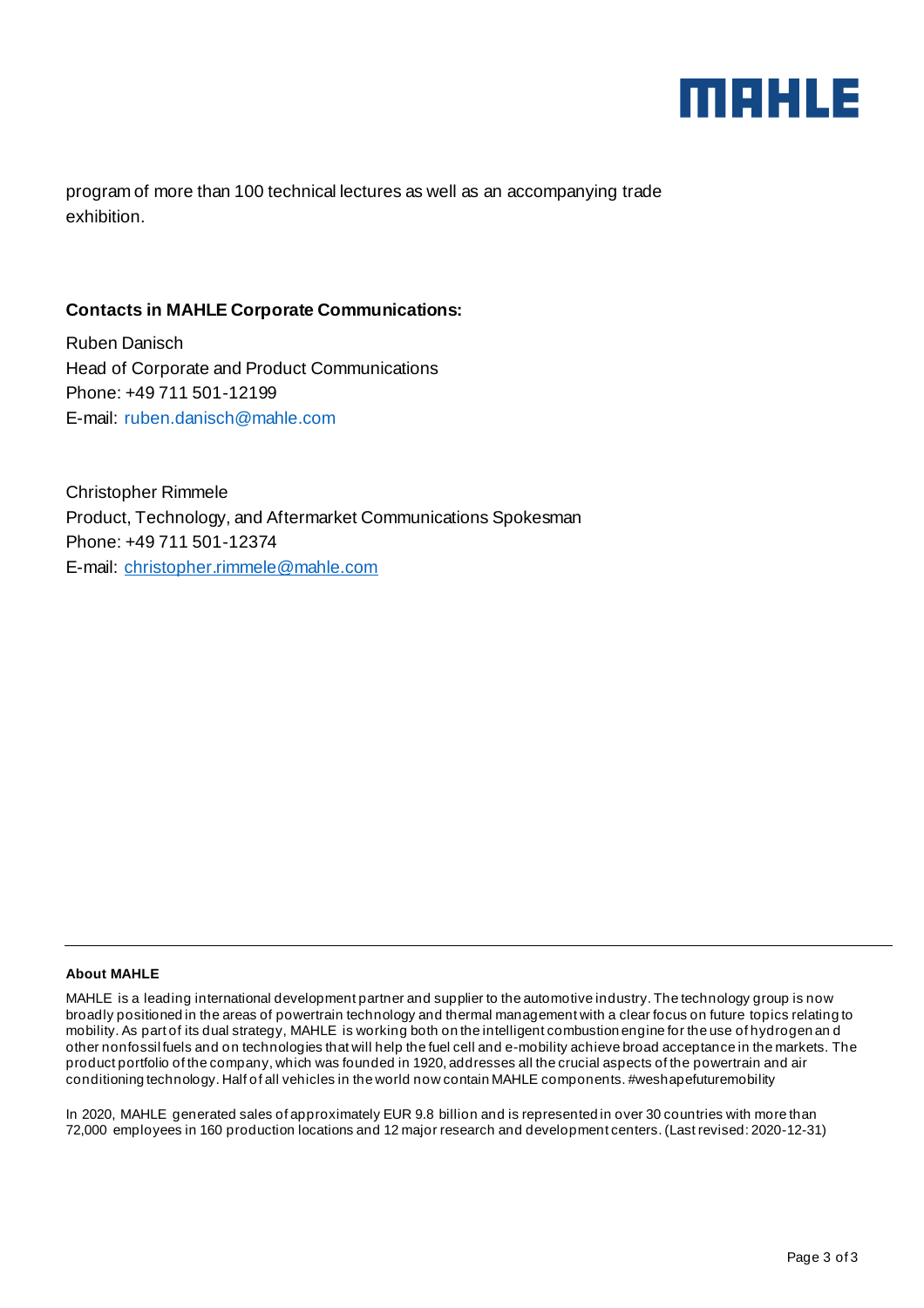program of more than 100 technical lectures as well as an accompanying trade exhibition.

**Contacts in MAHLE Corporate Communications:**

Ruben Danisch
Head of Corporate and Product Communications
Phone: +49 711 501-12199
E-mail: ruben.danisch@mahle.com

Christopher Rimmele
Product, Technology, and Aftermarket Communications Spokesman
Phone: +49 711 501-12374
E-mail: christopher.rimmele@mahle.com

---

**About MAHLE**

MAHLE is a leading international development partner and supplier to the automotive industry. The technology group is now broadly positioned in the areas of powertrain technology and thermal management with a clear focus on future topics relating to mobility. As part of its dual strategy, MAHLE is working both on the intelligent combustion engine for the use of hydrogen and other nonfossil fuels and on technologies that will help the fuel cell and e-mobility achieve broad acceptance in the markets. The product portfolio of the company, which was founded in 1920, addresses all the crucial aspects of the powertrain and air conditioning technology. Half of all vehicles in the world now contain MAHLE components. #weshapefuturemobility

In 2020, MAHLE generated sales of approximately EUR 9.8 billion and is represented in over 30 countries with more than 72,000 employees in 160 production locations and 12 major research and development centers. (Last revised: 2020-12-31)